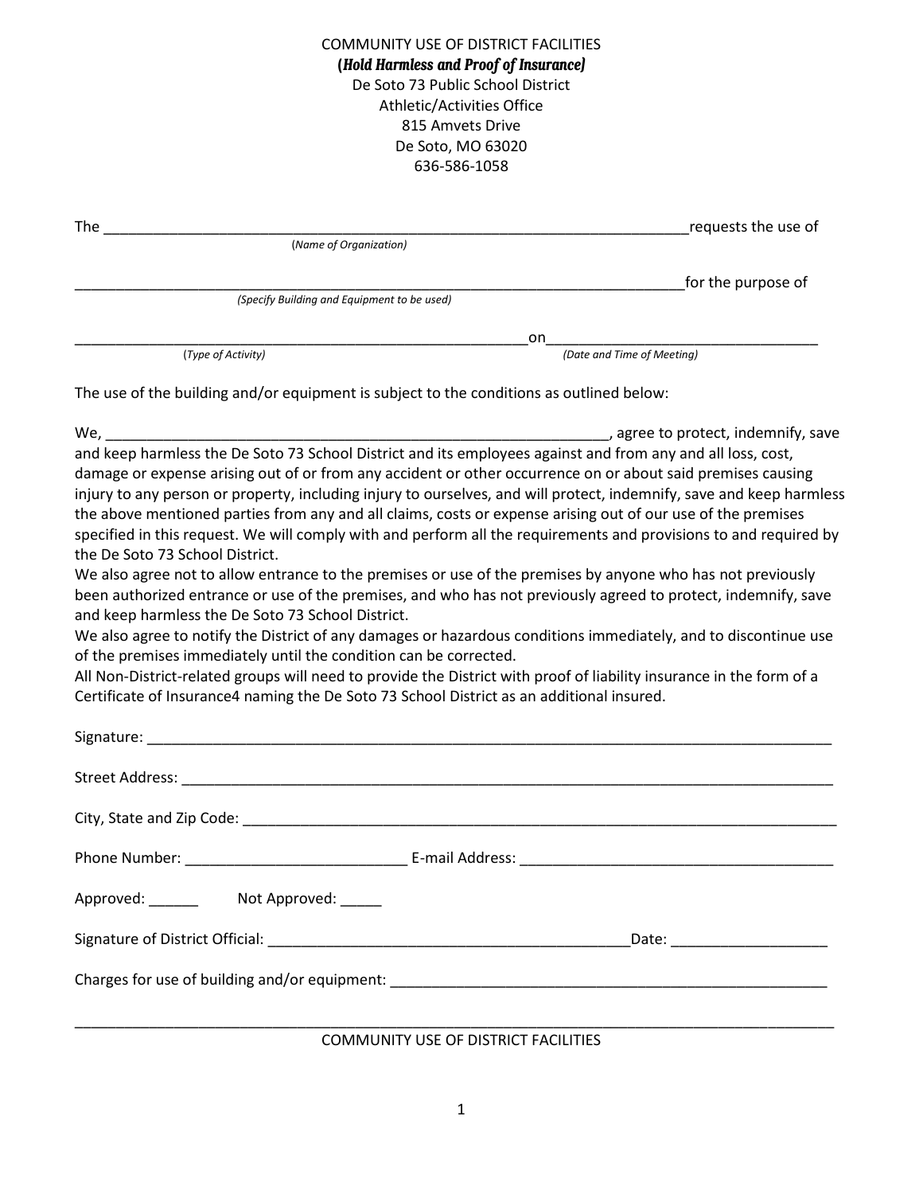COMMUNITY USE OF DISTRICT FACILITIES

**(*Hold Harmless and Proof of Insurance*)**

De Soto 73 Public School District
Athletic/Activities Office
815 Amvets Drive
De Soto, MO 63020
636-586-1058

The ______________________________________________________________________requests the use of
(*Name of Organization*)

______________________________________________________________________for the purpose of
(*Specify Building and Equipment to be used*)

____________________________________________________on_______________________________
(*Type of Activity*) (*Date and Time of Meeting*)

The use of the building and/or equipment is subject to the conditions as outlined below:

We, __________________________________________________________, agree to protect, indemnify, save and keep harmless the De Soto 73 School District and its employees against and from any and all loss, cost, damage or expense arising out of or from any accident or other occurrence on or about said premises causing injury to any person or property, including injury to ourselves, and will protect, indemnify, save and keep harmless the above mentioned parties from any and all claims, costs or expense arising out of our use of the premises specified in this request. We will comply with and perform all the requirements and provisions to and required by the De Soto 73 School District.

We also agree not to allow entrance to the premises or use of the premises by anyone who has not previously been authorized entrance or use of the premises, and who has not previously agreed to protect, indemnify, save and keep harmless the De Soto 73 School District.

We also agree to notify the District of any damages or hazardous conditions immediately, and to discontinue use of the premises immediately until the condition can be corrected.

All Non-District-related groups will need to provide the District with proof of liability insurance in the form of a Certificate of Insurance4 naming the De Soto 73 School District as an additional insured.

Signature: ______________________________________________________________________________

Street Address: __________________________________________________________________________

City, State and Zip Code: ___________________________________________________________________

Phone Number: ___________________________ E-mail Address: ______________________________________

Approved: ______ Not Approved: _____

Signature of District Official: _____________________________________________Date: ___________________

Charges for use of building and/or equipment: ______________________________________________________

______________________________________________________________________________________________

COMMUNITY USE OF DISTRICT FACILITIES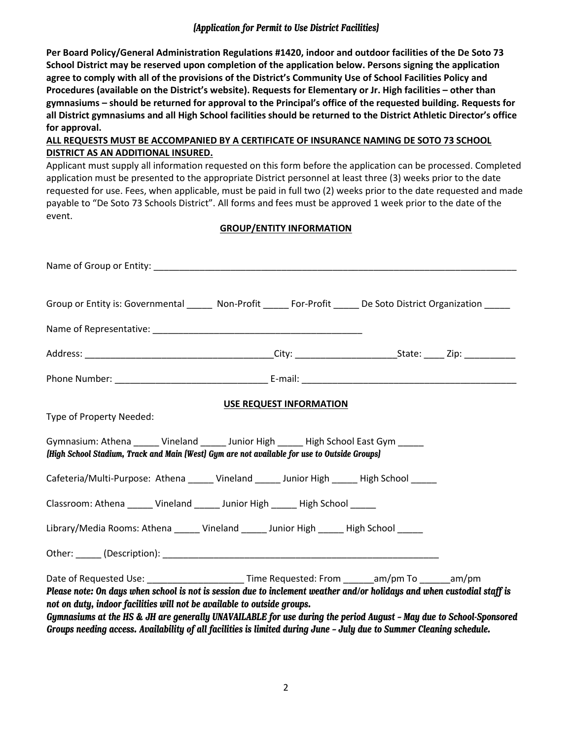*(Application for Permit to Use District Facilities)*

**Per Board Policy/General Administration Regulations #1420, indoor and outdoor facilities of the De Soto 73 School District may be reserved upon completion of the application below. Persons signing the application agree to comply with all of the provisions of the District's Community Use of School Facilities Policy and Procedures (available on the District's website). Requests for Elementary or Jr. High facilities – other than gymnasiums – should be returned for approval to the Principal's office of the requested building. Requests for all District gymnasiums and all High School facilities should be returned to the District Athletic Director's office for approval.**

**<u>ALL REQUESTS MUST BE ACCOMPANIED BY A CERTIFICATE OF INSURANCE NAMING DE SOTO 73 SCHOOL DISTRICT AS AN ADDITIONAL INSURED.</u>**

Applicant must supply all information requested on this form before the application can be processed. Completed application must be presented to the appropriate District personnel at least three (3) weeks prior to the date requested for use. Fees, when applicable, must be paid in full two (2) weeks prior to the date requested and made payable to "De Soto 73 Schools District". All forms and fees must be approved 1 week prior to the date of the event.

**<u>GROUP/ENTITY INFORMATION</u>**

Name of Group or Entity: ___________________________________________________________________________

Group or Entity is: Governmental _____ Non-Profit _____ For-Profit _____ De Soto District Organization _____

Name of Representative: __________________________________________

Address: _____________________________________City: ____________________State: ____ Zip: __________

Phone Number: ______________________________ E-mail: ___________________________________________

**<u>USE REQUEST INFORMATION</u>**

Type of Property Needed:

Gymnasium: Athena _____ Vineland _____ Junior High _____ High School East Gym _____
***(High School Stadium, Track and Main (West) Gym are not available for use to Outside Groups)***

Cafeteria/Multi-Purpose: Athena _____ Vineland _____ Junior High _____ High School _____

Classroom: Athena _____ Vineland _____ Junior High _____ High School _____

Library/Media Rooms: Athena _____ Vineland _____ Junior High _____ High School _____

Other: _____ (Description): ________________________________________________________

Date of Requested Use: ___________________ Time Requested: From ______am/pm To ______am/pm
***Please note: On days when school is not is session due to inclement weather and/or holidays and when custodial staff is not on duty, indoor facilities will not be available to outside groups.***
***Gymnasiums at the HS & JH are generally UNAVAILABLE for use during the period August – May due to School-Sponsored Groups needing access. Availability of all facilities is limited during June – July due to Summer Cleaning schedule.***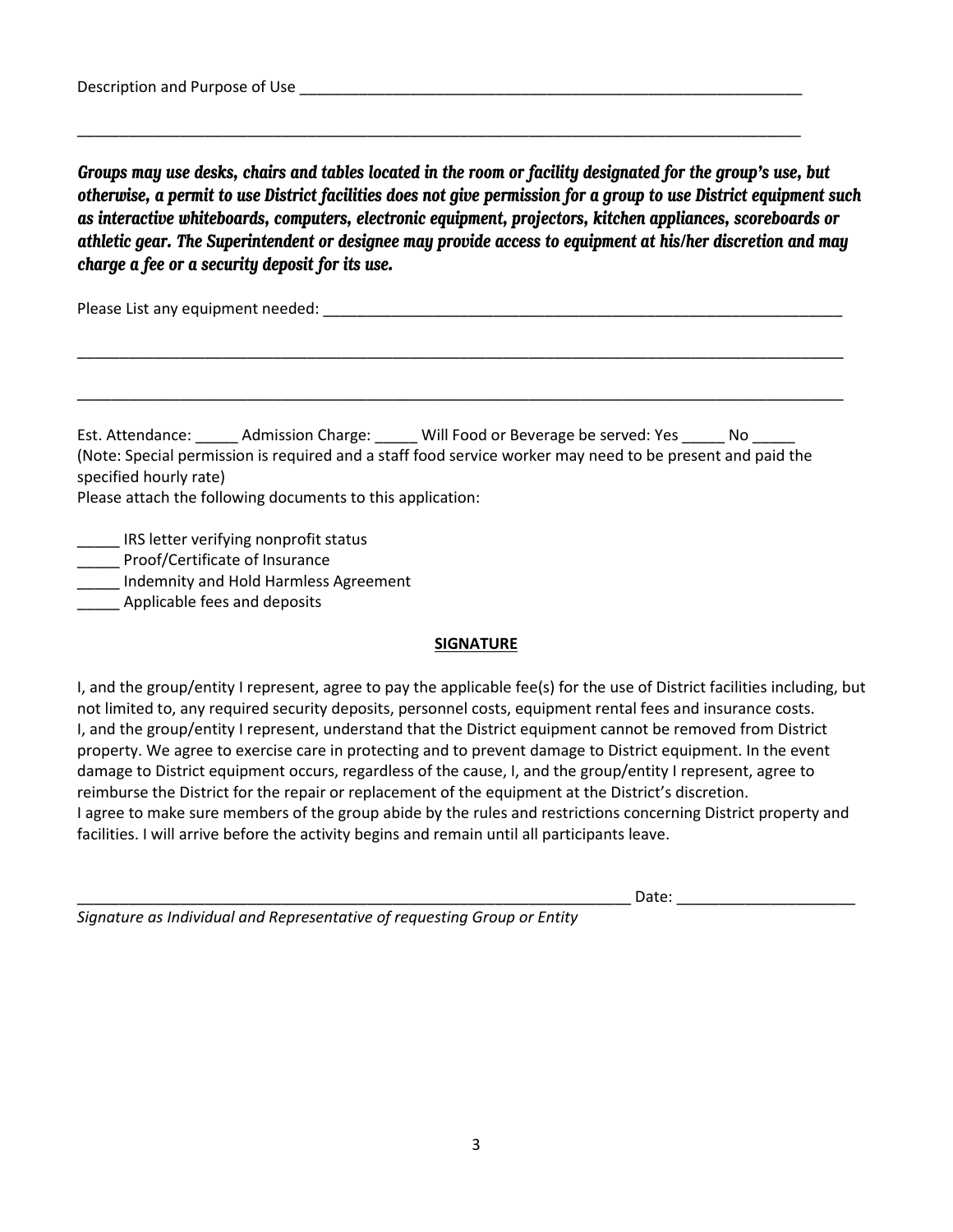Description and Purpose of Use _______________________________________________________________

_____________________________________________________________________________________

***Groups may use desks, chairs and tables located in the room or facility designated for the group's use, but otherwise, a permit to use District facilities does not give permission for a group to use District equipment such as interactive whiteboards, computers, electronic equipment, projectors, kitchen appliances, scoreboards or athletic gear. The Superintendent or designee may provide access to equipment at his/her discretion and may charge a fee or a security deposit for its use.***

Please List any equipment needed: _________________________________________________________________

_____________________________________________________________________________________

_____________________________________________________________________________________

Est. Attendance: _____ Admission Charge: _____ Will Food or Beverage be served: Yes _____ No _____
(Note: Special permission is required and a staff food service worker may need to be present and paid the specified hourly rate)
Please attach the following documents to this application:

_____ IRS letter verifying nonprofit status
_____ Proof/Certificate of Insurance
_____ Indemnity and Hold Harmless Agreement
_____ Applicable fees and deposits

**SIGNATURE**

I, and the group/entity I represent, agree to pay the applicable fee(s) for the use of District facilities including, but not limited to, any required security deposits, personnel costs, equipment rental fees and insurance costs.
I, and the group/entity I represent, understand that the District equipment cannot be removed from District property. We agree to exercise care in protecting and to prevent damage to District equipment. In the event damage to District equipment occurs, regardless of the cause, I, and the group/entity I represent, agree to reimburse the District for the repair or replacement of the equipment at the District's discretion.
I agree to make sure members of the group abide by the rules and restrictions concerning District property and facilities. I will arrive before the activity begins and remain until all participants leave.

___________________________________________________________________ Date: _____________________
*Signature as Individual and Representative of requesting Group or Entity*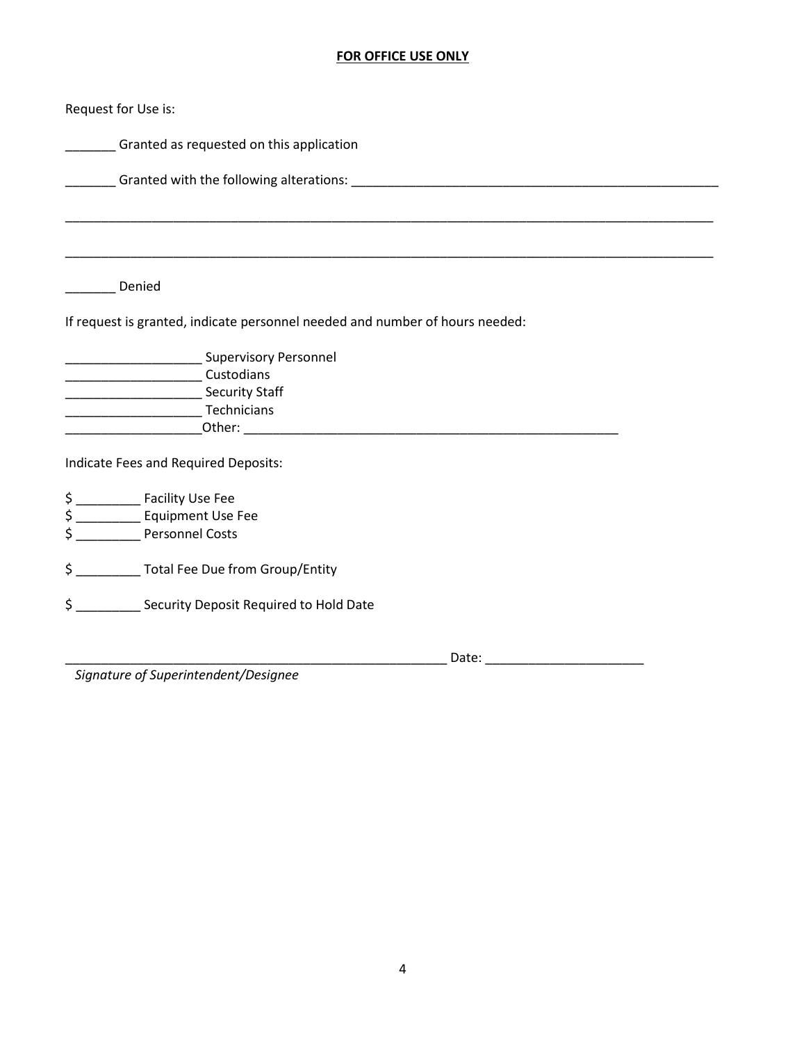**FOR OFFICE USE ONLY**

Request for Use is:

_______ Granted as requested on this application

_______ Granted with the following alterations: _____________________________________________________

_____________________________________________________________________________________________

_____________________________________________________________________________________________

_______ Denied

If request is granted, indicate personnel needed and number of hours needed:

___________________ Supervisory Personnel
___________________ Custodians
___________________ Security Staff
___________________ Technicians
___________________Other: _____________________________________________________

Indicate Fees and Required Deposits:

$ _________ Facility Use Fee
$ _________ Equipment Use Fee
$ _________ Personnel Costs

$ _________ Total Fee Due from Group/Entity

$ _________ Security Deposit Required to Hold Date

_______________________________________________________ Date: ______________________
*Signature of Superintendent/Designee*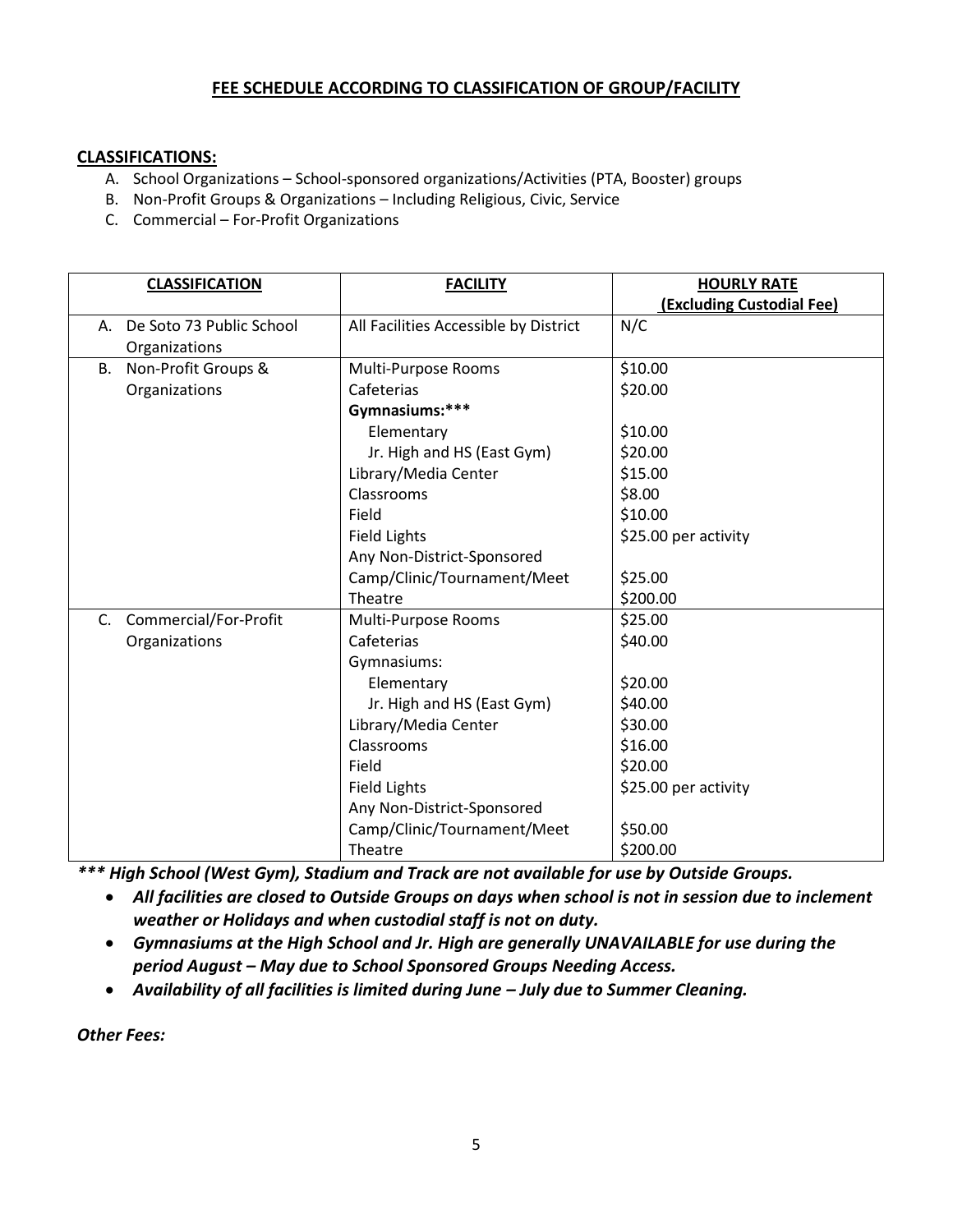## FEE SCHEDULE ACCORDING TO CLASSIFICATION OF GROUP/FACILITY

**CLASSIFICATIONS:**

A. School Organizations – School-sponsored organizations/Activities (PTA, Booster) groups
B. Non-Profit Groups & Organizations – Including Religious, Civic, Service
C. Commercial – For-Profit Organizations

| CLASSIFICATION | FACILITY | HOURLY RATE (Excluding Custodial Fee) |
|---|---|---|
| A. De Soto 73 Public School Organizations | All Facilities Accessible by District | N/C |
| B. Non-Profit Groups & Organizations | Multi-Purpose Rooms | $10.00 |
| | Cafeterias | $20.00 |
| | **Gymnasiums:*** ** | |
| | Elementary | $10.00 |
| | Jr. High and HS (East Gym) | $20.00 |
| | Library/Media Center | $15.00 |
| | Classrooms | $8.00 |
| | Field | $10.00 |
| | Field Lights | $25.00 per activity |
| | Any Non-District-Sponsored Camp/Clinic/Tournament/Meet | $25.00 |
| | Theatre | $200.00 |
| C. Commercial/For-Profit Organizations | Multi-Purpose Rooms | $25.00 |
| | Cafeterias | $40.00 |
| | Gymnasiums: | |
| | Elementary | $20.00 |
| | Jr. High and HS (East Gym) | $40.00 |
| | Library/Media Center | $30.00 |
| | Classrooms | $16.00 |
| | Field | $20.00 |
| | Field Lights | $25.00 per activity |
| | Any Non-District-Sponsored Camp/Clinic/Tournament/Meet | $50.00 |
| | Theatre | $200.00 |

***\*\*\* High School (West Gym), Stadium and Track are not available for use by Outside Groups.***

- ***All facilities are closed to Outside Groups on days when school is not in session due to inclement weather or Holidays and when custodial staff is not on duty.***
- ***Gymnasiums at the High School and Jr. High are generally UNAVAILABLE for use during the period August – May due to School Sponsored Groups Needing Access.***
- ***Availability of all facilities is limited during June – July due to Summer Cleaning.***

***Other Fees:***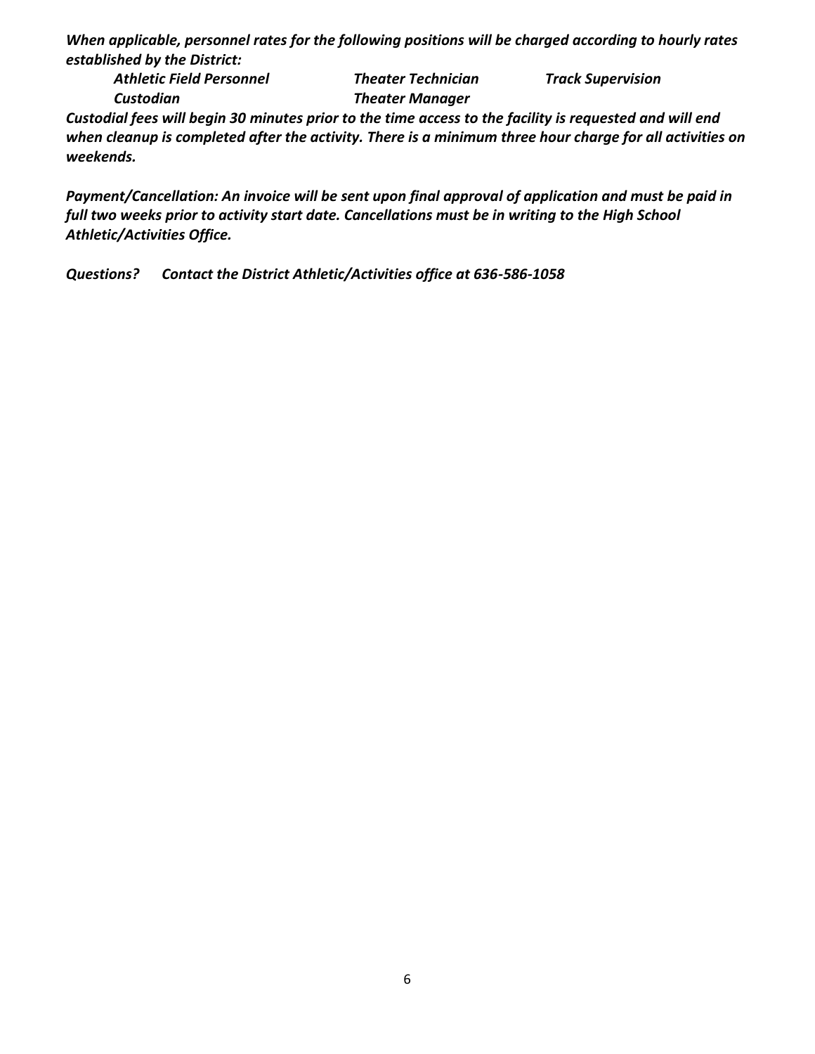***When applicable, personnel rates for the following positions will be charged according to hourly rates established by the District:***

- ***Athletic Field Personnel***
- ***Theater Technician***
- ***Track Supervision***
- ***Custodian***
- ***Theater Manager***

***Custodial fees will begin 30 minutes prior to the time access to the facility is requested and will end when cleanup is completed after the activity. There is a minimum three hour charge for all activities on weekends.***

***Payment/Cancellation: An invoice will be sent upon final approval of application and must be paid in full two weeks prior to activity start date. Cancellations must be in writing to the High School Athletic/Activities Office.***

***Questions?  Contact the District Athletic/Activities office at 636-586-1058***